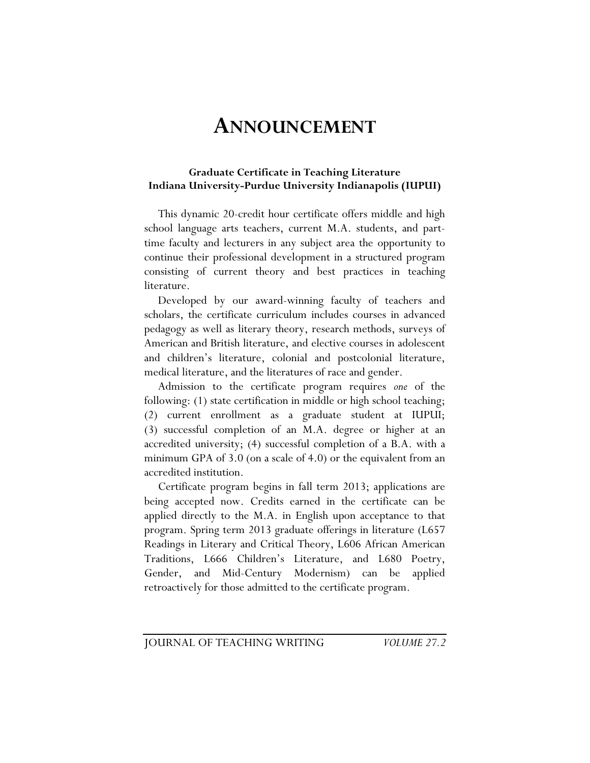# ANNOUNCEMENT

### Graduate Certificate in Teaching Literature
### Indiana University-Purdue University Indianapolis (IUPUI)

This dynamic 20-credit hour certificate offers middle and high school language arts teachers, current M.A. students, and part-time faculty and lecturers in any subject area the opportunity to continue their professional development in a structured program consisting of current theory and best practices in teaching literature.

Developed by our award-winning faculty of teachers and scholars, the certificate curriculum includes courses in advanced pedagogy as well as literary theory, research methods, surveys of American and British literature, and elective courses in adolescent and children's literature, colonial and postcolonial literature, medical literature, and the literatures of race and gender.

Admission to the certificate program requires *one* of the following: (1) state certification in middle or high school teaching; (2) current enrollment as a graduate student at IUPUI; (3) successful completion of an M.A. degree or higher at an accredited university; (4) successful completion of a B.A. with a minimum GPA of 3.0 (on a scale of 4.0) or the equivalent from an accredited institution.

Certificate program begins in fall term 2013; applications are being accepted now. Credits earned in the certificate can be applied directly to the M.A. in English upon acceptance to that program. Spring term 2013 graduate offerings in literature (L657 Readings in Literary and Critical Theory, L606 African American Traditions, L666 Children's Literature, and L680 Poetry, Gender, and Mid-Century Modernism) can be applied retroactively for those admitted to the certificate program.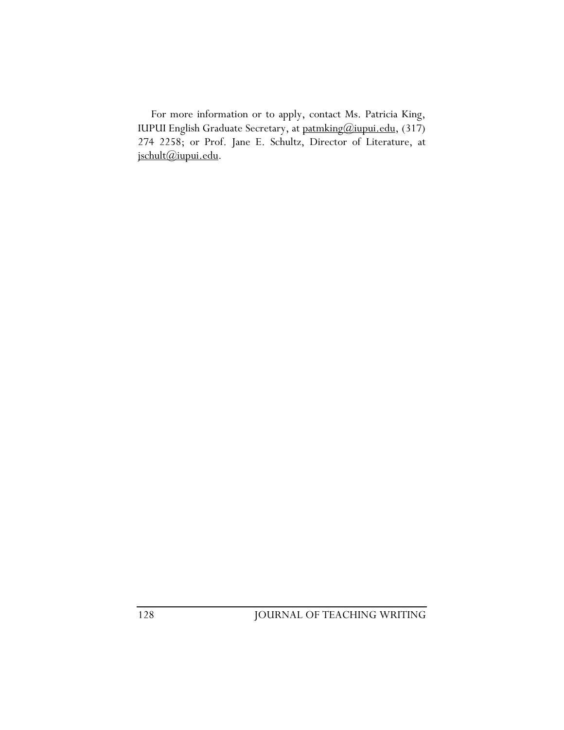For more information or to apply, contact Ms. Patricia King, IUPUI English Graduate Secretary, at patmking@iupui.edu, (317) 274 2258; or Prof. Jane E. Schultz, Director of Literature, at jschult@iupui.edu.